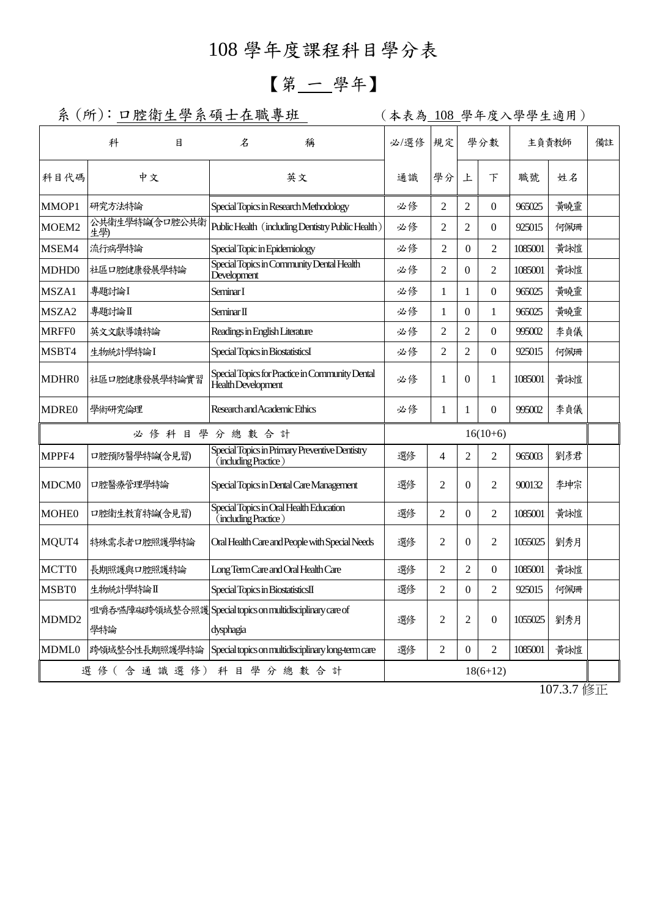# 108 學年度課程科目學分表

## 【第 一 學年】

系（所）：口腔衛生學系碩士在職專班　　（本表為 108 學年度入學學生適用）

| 科目代碼 | 中文 | 英文 | 必/選修 通識 | 規定學分 | 學分數 上 | 學分數 下 | 主負責教師 職號 | 主負責教師 姓名 | 備註 |
|---|---|---|---|---|---|---|---|---|---|
| MMOP1 | 研究方法特論 | Special Topics in Research Methodology | 必修 | 2 | 2 | 0 | 965025 | 黃曉靈 | |
| MOEM2 | 公共衛生學特論(含口腔公共衛生學) | Public Health（including Dentistry Public Health） | 必修 | 2 | 2 | 0 | 925015 | 何佩珊 | |
| MSEM4 | 流行病學特論 | Special Topic in Epidemiology | 必修 | 2 | 0 | 2 | 1085001 | 黃詠愷 | |
| MDHD0 | 社區口腔健康發展學特論 | Special Topics in Community Dental Health Development | 必修 | 2 | 0 | 2 | 1085001 | 黃詠愷 | |
| MSZA1 | 專題討論 I | Seminar I | 必修 | 1 | 1 | 0 | 965025 | 黃曉靈 | |
| MSZA2 | 專題討論 II | Seminar II | 必修 | 1 | 0 | 1 | 965025 | 黃曉靈 | |
| MRFF0 | 英文文獻導讀特論 | Readings in English Literature | 必修 | 2 | 2 | 0 | 995002 | 李貞儀 | |
| MSBT4 | 生物統計學特論 I | Special Topics in BiostatisticsI | 必修 | 2 | 2 | 0 | 925015 | 何佩珊 | |
| MDHR0 | 社區口腔健康發展學特論實習 | Special Topics for Practice in Community Dental Health Development | 必修 | 1 | 0 | 1 | 1085001 | 黃詠愷 | |
| MDRE0 | 學術研究倫理 | Research and Academic Ethics | 必修 | 1 | 1 | 0 | 995002 | 李貞儀 | |
| 必修科目學分總數合計 | | | 16(10+6) | | | | | | |
| MPPF4 | 口腔預防醫學特論(含見習) | Special Topics in Primary Preventive Dentistry（including Practice） | 選修 | 4 | 2 | 2 | 965003 | 劉彥君 | |
| MDCM0 | 口腔醫療管理學特論 | Special Topics in Dental Care Management | 選修 | 2 | 0 | 2 | 900132 | 李坤宗 | |
| MOHE0 | 口腔衛生教育特論(含見習) | Special Topics in Oral Health Education（including Practice） | 選修 | 2 | 0 | 2 | 1085001 | 黃詠愷 | |
| MQUT4 | 特殊需求者口腔照護學特論 | Oral Health Care and People with Special Needs | 選修 | 2 | 0 | 2 | 1055025 | 劉秀月 | |
| MCTT0 | 長期照護與口腔照護特論 | Long Term Care and Oral Health Care | 選修 | 2 | 2 | 0 | 1085001 | 黃詠愷 | |
| MSBT0 | 生物統計學特論 II | Special Topics in BiostatisticsII | 選修 | 2 | 0 | 2 | 925015 | 何佩珊 | |
| MDMD2 | 咀嚼吞嚥障礙跨領域整合照護學特論 | Special topics on multidisciplinary care of dysphagia | 選修 | 2 | 2 | 0 | 1055025 | 劉秀月 | |
| MDML0 | 跨領域整合性長期照護學特論 | Special topics on multidisciplinary long-term care | 選修 | 2 | 0 | 2 | 1085001 | 黃詠愷 | |
| 選修（含通識選修）科目學分總數合計 | | | 18(6+12) | | | | | | |

107.3.7 修正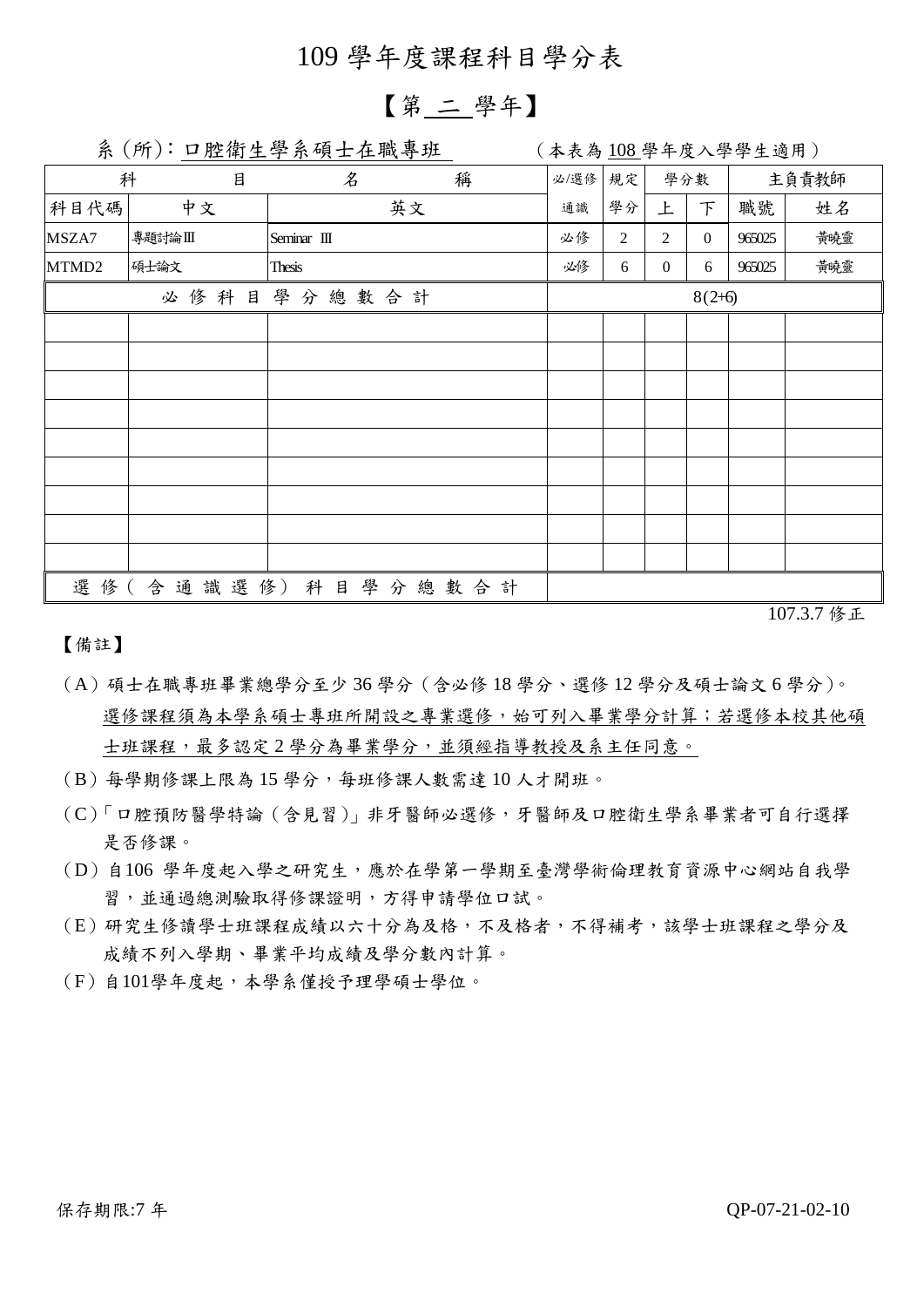# 109 學年度課程科目學分表

## 【第 二 學年】

系 (所)：口腔衛生學系碩士在職專班　　（本表為 108 學年度入學學生適用）

| 科 | 目 | 名稱 | 必/選修 | 規定 | 學分數 | | 主負責教師 | |
|---|---|---|---|---|---|---|---|---|
| 科目代碼 | 中文 | 英文 | 通識 | 學分 | 上 | 下 | 職號 | 姓名 |
| MSZA7 | 專題討論Ⅲ | Seminar Ⅲ | 必修 | 2 | 2 | 0 | 965025 | 黃曉靈 |
| MTMD2 | 碩士論文 | Thesis | 必修 | 6 | 0 | 6 | 965025 | 黃曉靈 |
| 必修科目學分總數合計 | | | 8(2+6) | | | | | |
| | | | | | | | | |
| | | | | | | | | |
| | | | | | | | | |
| | | | | | | | | |
| | | | | | | | | |
| | | | | | | | | |
| | | | | | | | | |
| | | | | | | | | |
| | | | | | | | | |
| 選修(含通識選修)科目學分總數合計 | | | | | | | | |

107.3.7 修正

【備註】

(A) 碩士在職專班畢業總學分至少 36 學分 (含必修 18 學分、選修 12 學分及碩士論文 6 學分)。選修課程須為本學系碩士專班所開設之專業選修，始可列入畢業學分計算；若選修本校其他碩士班課程，最多認定 2 學分為畢業學分，並須經指導教授及系主任同意。

(B) 每學期修課上限為 15 學分，每班修課人數需達 10 人才開班。

(C)「口腔預防醫學特論 (含見習)」非牙醫師必選修，牙醫師及口腔衛生學系畢業者可自行選擇是否修課。

(D) 自106 學年度起入學之研究生，應於在學第一學期至臺灣學術倫理教育資源中心網站自我學習，並通過總測驗取得修課證明，方得申請學位口試。

(E) 研究生修讀學士班課程成績以六十分為及格，不及格者，不得補考，該學士班課程之學分及成績不列入學期、畢業平均成績及學分數內計算。

(F) 自101學年度起，本學系僅授予理學碩士學位。

保存期限:7 年　　QP-07-21-02-10